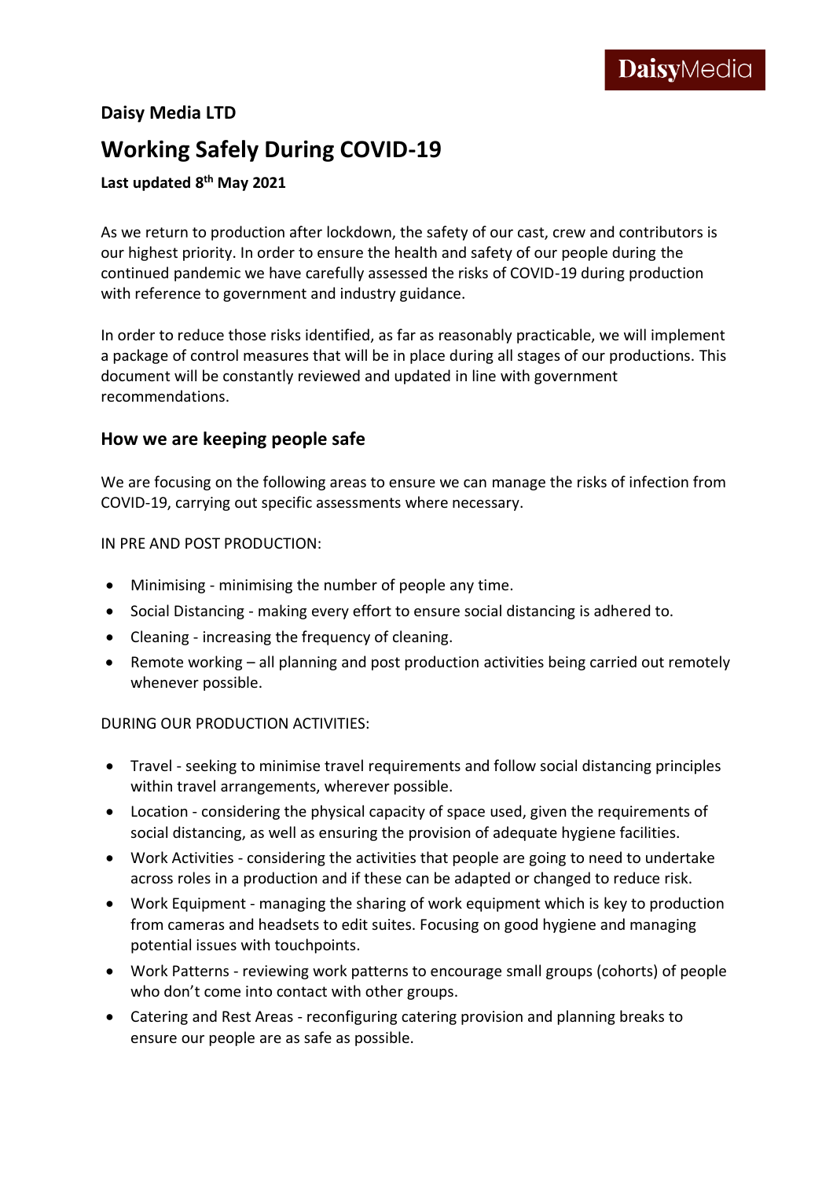DaisyMedia

**Daisy Media LTD**

# Working Safely During COVID-19

**Last updated 8th May 2021**

As we return to production after lockdown, the safety of our cast, crew and contributors is our highest priority. In order to ensure the health and safety of our people during the continued pandemic we have carefully assessed the risks of COVID-19 during production with reference to government and industry guidance.

In order to reduce those risks identified, as far as reasonably practicable, we will implement a package of control measures that will be in place during all stages of our productions. This document will be constantly reviewed and updated in line with government recommendations.

## How we are keeping people safe

We are focusing on the following areas to ensure we can manage the risks of infection from COVID-19, carrying out specific assessments where necessary.

IN PRE AND POST PRODUCTION:

- Minimising - minimising the number of people any time.
- Social Distancing - making every effort to ensure social distancing is adhered to.
- Cleaning - increasing the frequency of cleaning.
- Remote working – all planning and post production activities being carried out remotely whenever possible.

DURING OUR PRODUCTION ACTIVITIES:

- Travel - seeking to minimise travel requirements and follow social distancing principles within travel arrangements, wherever possible.
- Location - considering the physical capacity of space used, given the requirements of social distancing, as well as ensuring the provision of adequate hygiene facilities.
- Work Activities - considering the activities that people are going to need to undertake across roles in a production and if these can be adapted or changed to reduce risk.
- Work Equipment - managing the sharing of work equipment which is key to production from cameras and headsets to edit suites. Focusing on good hygiene and managing potential issues with touchpoints.
- Work Patterns - reviewing work patterns to encourage small groups (cohorts) of people who don't come into contact with other groups.
- Catering and Rest Areas - reconfiguring catering provision and planning breaks to ensure our people are as safe as possible.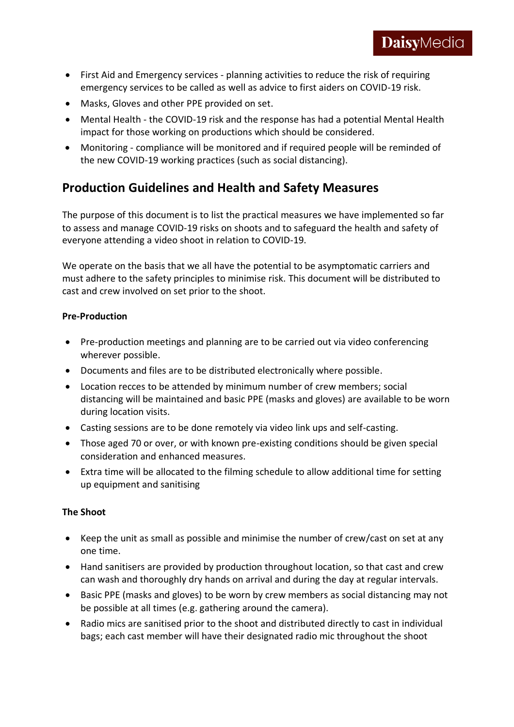- First Aid and Emergency services - planning activities to reduce the risk of requiring emergency services to be called as well as advice to first aiders on COVID-19 risk.
- Masks, Gloves and other PPE provided on set.
- Mental Health - the COVID-19 risk and the response has had a potential Mental Health impact for those working on productions which should be considered.
- Monitoring - compliance will be monitored and if required people will be reminded of the new COVID-19 working practices (such as social distancing).

## Production Guidelines and Health and Safety Measures

The purpose of this document is to list the practical measures we have implemented so far to assess and manage COVID-19 risks on shoots and to safeguard the health and safety of everyone attending a video shoot in relation to COVID-19.

We operate on the basis that we all have the potential to be asymptomatic carriers and must adhere to the safety principles to minimise risk. This document will be distributed to cast and crew involved on set prior to the shoot.

**Pre-Production**

- Pre-production meetings and planning are to be carried out via video conferencing wherever possible.
- Documents and files are to be distributed electronically where possible.
- Location recces to be attended by minimum number of crew members; social distancing will be maintained and basic PPE (masks and gloves) are available to be worn during location visits.
- Casting sessions are to be done remotely via video link ups and self-casting.
- Those aged 70 or over, or with known pre-existing conditions should be given special consideration and enhanced measures.
- Extra time will be allocated to the filming schedule to allow additional time for setting up equipment and sanitising

**The Shoot**

- Keep the unit as small as possible and minimise the number of crew/cast on set at any one time.
- Hand sanitisers are provided by production throughout location, so that cast and crew can wash and thoroughly dry hands on arrival and during the day at regular intervals.
- Basic PPE (masks and gloves) to be worn by crew members as social distancing may not be possible at all times (e.g. gathering around the camera).
- Radio mics are sanitised prior to the shoot and distributed directly to cast in individual bags; each cast member will have their designated radio mic throughout the shoot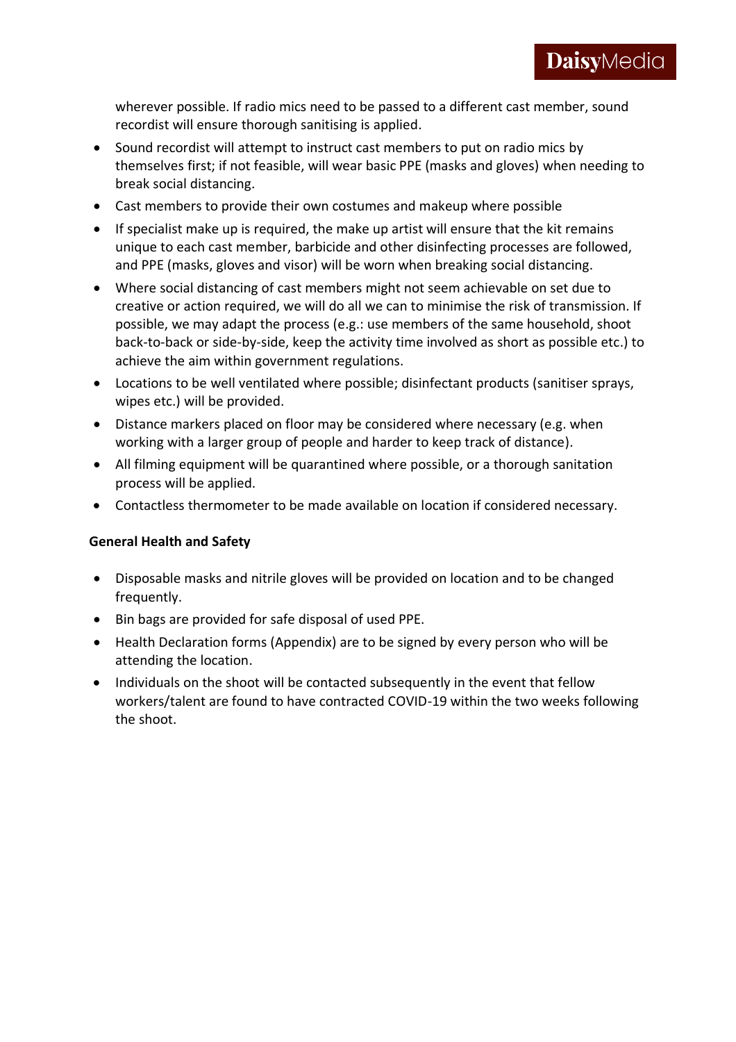wherever possible. If radio mics need to be passed to a different cast member, sound recordist will ensure thorough sanitising is applied.

- Sound recordist will attempt to instruct cast members to put on radio mics by themselves first; if not feasible, will wear basic PPE (masks and gloves) when needing to break social distancing.
- Cast members to provide their own costumes and makeup where possible
- If specialist make up is required, the make up artist will ensure that the kit remains unique to each cast member, barbicide and other disinfecting processes are followed, and PPE (masks, gloves and visor) will be worn when breaking social distancing.
- Where social distancing of cast members might not seem achievable on set due to creative or action required, we will do all we can to minimise the risk of transmission. If possible, we may adapt the process (e.g.: use members of the same household, shoot back-to-back or side-by-side, keep the activity time involved as short as possible etc.) to achieve the aim within government regulations.
- Locations to be well ventilated where possible; disinfectant products (sanitiser sprays, wipes etc.) will be provided.
- Distance markers placed on floor may be considered where necessary (e.g. when working with a larger group of people and harder to keep track of distance).
- All filming equipment will be quarantined where possible, or a thorough sanitation process will be applied.
- Contactless thermometer to be made available on location if considered necessary.

**General Health and Safety**

- Disposable masks and nitrile gloves will be provided on location and to be changed frequently.
- Bin bags are provided for safe disposal of used PPE.
- Health Declaration forms (Appendix) are to be signed by every person who will be attending the location.
- Individuals on the shoot will be contacted subsequently in the event that fellow workers/talent are found to have contracted COVID-19 within the two weeks following the shoot.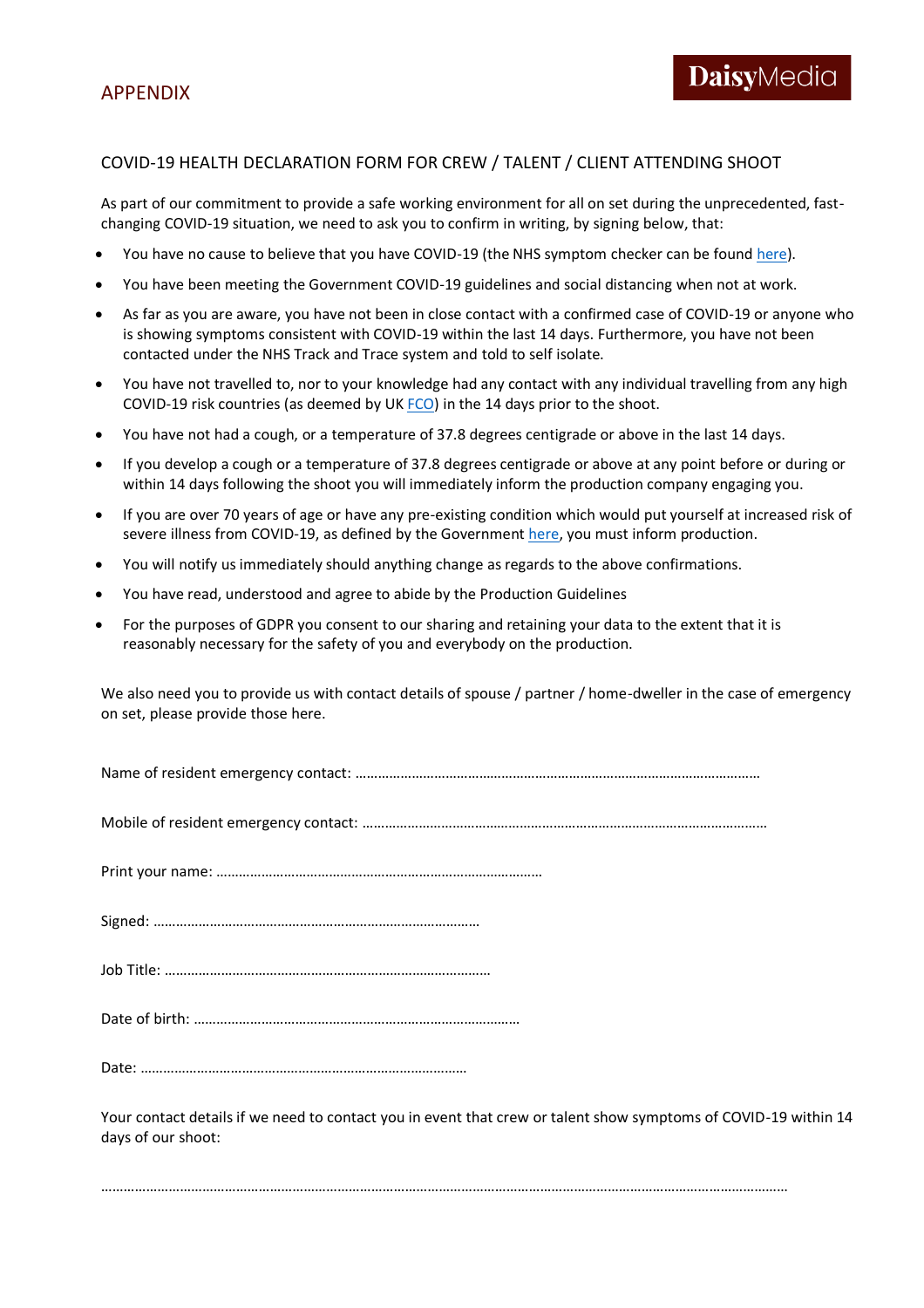APPENDIX

DaisyMedia

## COVID-19 HEALTH DECLARATION FORM FOR CREW / TALENT / CLIENT ATTENDING SHOOT

As part of our commitment to provide a safe working environment for all on set during the unprecedented, fast-changing COVID-19 situation, we need to ask you to confirm in writing, by signing below, that:

- You have no cause to believe that you have COVID-19 (the NHS symptom checker can be found here).
- You have been meeting the Government COVID-19 guidelines and social distancing when not at work.
- As far as you are aware, you have not been in close contact with a confirmed case of COVID-19 or anyone who is showing symptoms consistent with COVID-19 within the last 14 days. Furthermore, you have not been contacted under the NHS Track and Trace system and told to self isolate.
- You have not travelled to, nor to your knowledge had any contact with any individual travelling from any high COVID-19 risk countries (as deemed by UK FCO) in the 14 days prior to the shoot.
- You have not had a cough, or a temperature of 37.8 degrees centigrade or above in the last 14 days.
- If you develop a cough or a temperature of 37.8 degrees centigrade or above at any point before or during or within 14 days following the shoot you will immediately inform the production company engaging you.
- If you are over 70 years of age or have any pre-existing condition which would put yourself at increased risk of severe illness from COVID-19, as defined by the Government here, you must inform production.
- You will notify us immediately should anything change as regards to the above confirmations.
- You have read, understood and agree to abide by the Production Guidelines
- For the purposes of GDPR you consent to our sharing and retaining your data to the extent that it is reasonably necessary for the safety of you and everybody on the production.

We also need you to provide us with contact details of spouse / partner / home-dweller in the case of emergency on set, please provide those here.

Name of resident emergency contact: ……………………………………………………………………………………………

Mobile of resident emergency contact: ……………………………………………………………………………………………

Print your name: ……………………………………………………………………………

Signed: ……………………………………………………………………………

Job Title: ……………………………………………………………………………

Date of birth: ……………………………………………………………………………

Date: ……………………………………………………………………………

Your contact details if we need to contact you in event that crew or talent show symptoms of COVID-19 within 14 days of our shoot:

………………………………………………………………………………………………………………………………………………………